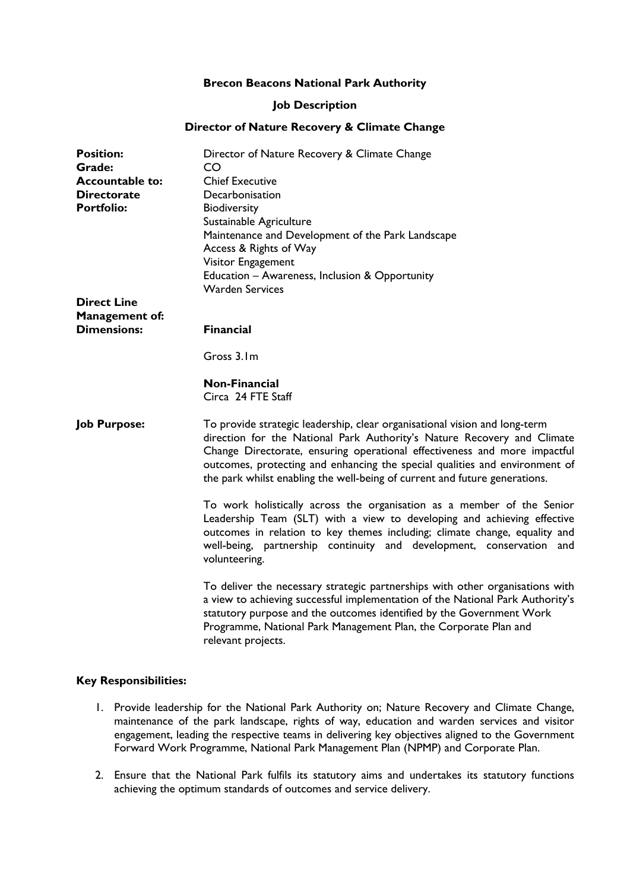# Brecon Beacons National Park Authority

## Job Description

## Director of Nature Recovery & Climate Change

| | |
|---|---|
| **Position:** | Director of Nature Recovery & Climate Change |
| **Grade:** | CO |
| **Accountable to:** | Chief Executive |
| **Directorate** | Decarbonisation |
| **Portfolio:** | Biodiversity<br>Sustainable Agriculture<br>Maintenance and Development of the Park Landscape<br>Access & Rights of Way<br>Visitor Engagement<br>Education – Awareness, Inclusion & Opportunity<br>Warden Services |
| **Direct Line Management of:** | |
| **Dimensions:** | **Financial**<br><br>Gross 3.1m<br><br>**Non-Financial**<br>Circa 24 FTE Staff |

**Job Purpose:**

To provide strategic leadership, clear organisational vision and long-term direction for the National Park Authority's Nature Recovery and Climate Change Directorate, ensuring operational effectiveness and more impactful outcomes, protecting and enhancing the special qualities and environment of the park whilst enabling the well-being of current and future generations.

To work holistically across the organisation as a member of the Senior Leadership Team (SLT) with a view to developing and achieving effective outcomes in relation to key themes including; climate change, equality and well-being, partnership continuity and development, conservation and volunteering.

To deliver the necessary strategic partnerships with other organisations with a view to achieving successful implementation of the National Park Authority's statutory purpose and the outcomes identified by the Government Work Programme, National Park Management Plan, the Corporate Plan and relevant projects.

**Key Responsibilities:**

1. Provide leadership for the National Park Authority on; Nature Recovery and Climate Change, maintenance of the park landscape, rights of way, education and warden services and visitor engagement, leading the respective teams in delivering key objectives aligned to the Government Forward Work Programme, National Park Management Plan (NPMP) and Corporate Plan.

2. Ensure that the National Park fulfils its statutory aims and undertakes its statutory functions achieving the optimum standards of outcomes and service delivery.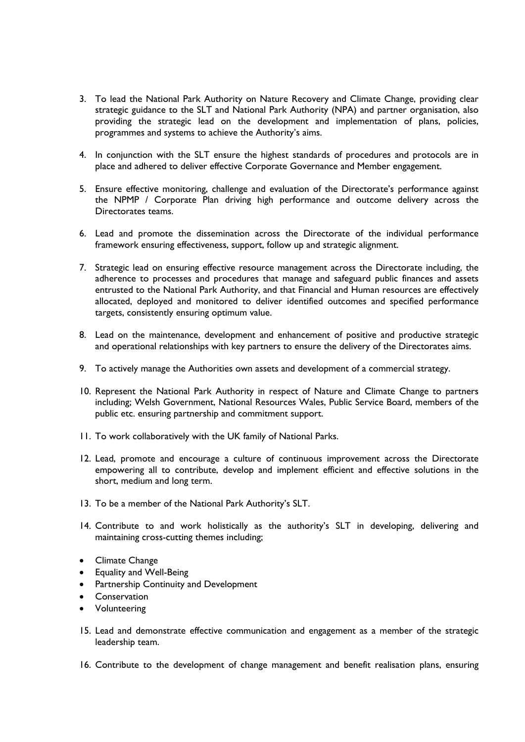3. To lead the National Park Authority on Nature Recovery and Climate Change, providing clear strategic guidance to the SLT and National Park Authority (NPA) and partner organisation, also providing the strategic lead on the development and implementation of plans, policies, programmes and systems to achieve the Authority's aims.

4. In conjunction with the SLT ensure the highest standards of procedures and protocols are in place and adhered to deliver effective Corporate Governance and Member engagement.

5. Ensure effective monitoring, challenge and evaluation of the Directorate's performance against the NPMP / Corporate Plan driving high performance and outcome delivery across the Directorates teams.

6. Lead and promote the dissemination across the Directorate of the individual performance framework ensuring effectiveness, support, follow up and strategic alignment.

7. Strategic lead on ensuring effective resource management across the Directorate including, the adherence to processes and procedures that manage and safeguard public finances and assets entrusted to the National Park Authority, and that Financial and Human resources are effectively allocated, deployed and monitored to deliver identified outcomes and specified performance targets, consistently ensuring optimum value.

8. Lead on the maintenance, development and enhancement of positive and productive strategic and operational relationships with key partners to ensure the delivery of the Directorates aims.

9. To actively manage the Authorities own assets and development of a commercial strategy.

10. Represent the National Park Authority in respect of Nature and Climate Change to partners including; Welsh Government, National Resources Wales, Public Service Board, members of the public etc. ensuring partnership and commitment support.

11. To work collaboratively with the UK family of National Parks.

12. Lead, promote and encourage a culture of continuous improvement across the Directorate empowering all to contribute, develop and implement efficient and effective solutions in the short, medium and long term.

13. To be a member of the National Park Authority's SLT.

14. Contribute to and work holistically as the authority's SLT in developing, delivering and maintaining cross-cutting themes including;

- Climate Change
- Equality and Well-Being
- Partnership Continuity and Development
- Conservation
- Volunteering

15. Lead and demonstrate effective communication and engagement as a member of the strategic leadership team.

16. Contribute to the development of change management and benefit realisation plans, ensuring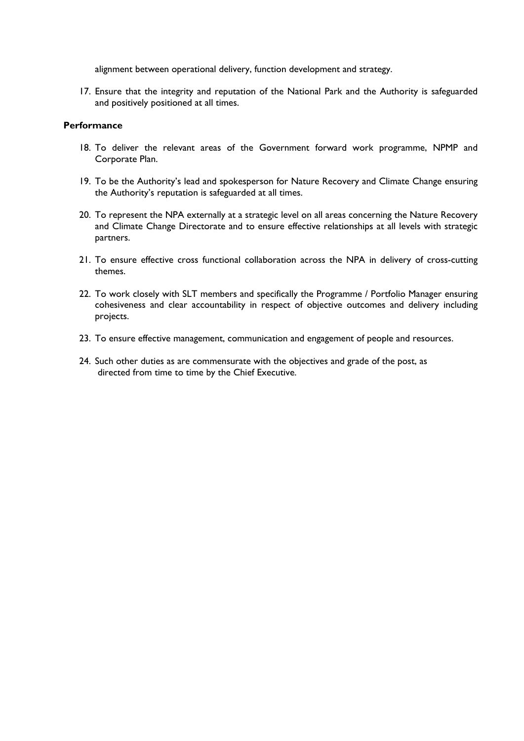alignment between operational delivery, function development and strategy.

17. Ensure that the integrity and reputation of the National Park and the Authority is safeguarded and positively positioned at all times.

**Performance**

18. To deliver the relevant areas of the Government forward work programme, NPMP and Corporate Plan.
19. To be the Authority's lead and spokesperson for Nature Recovery and Climate Change ensuring the Authority's reputation is safeguarded at all times.
20. To represent the NPA externally at a strategic level on all areas concerning the Nature Recovery and Climate Change Directorate and to ensure effective relationships at all levels with strategic partners.
21. To ensure effective cross functional collaboration across the NPA in delivery of cross-cutting themes.
22. To work closely with SLT members and specifically the Programme / Portfolio Manager ensuring cohesiveness and clear accountability in respect of objective outcomes and delivery including projects.
23. To ensure effective management, communication and engagement of people and resources.
24. Such other duties as are commensurate with the objectives and grade of the post, as directed from time to time by the Chief Executive.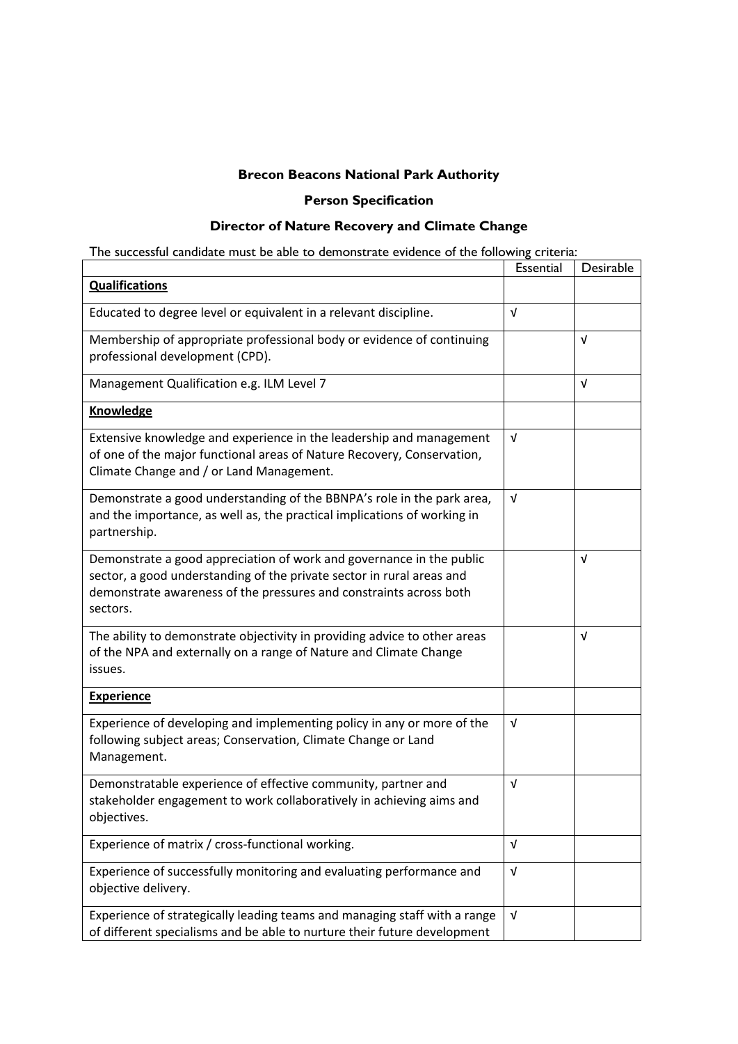**Brecon Beacons National Park Authority**

**Person Specification**

**Director of Nature Recovery and Climate Change**

The successful candidate must be able to demonstrate evidence of the following criteria:

| | Essential | Desirable |
|---|---|---|
| **Qualifications** | | |
| Educated to degree level or equivalent in a relevant discipline. | √ | |
| Membership of appropriate professional body or evidence of continuing professional development (CPD). | | √ |
| Management Qualification e.g. ILM Level 7 | | √ |
| **Knowledge** | | |
| Extensive knowledge and experience in the leadership and management of one of the major functional areas of Nature Recovery, Conservation, Climate Change and / or Land Management. | √ | |
| Demonstrate a good understanding of the BBNPA's role in the park area, and the importance, as well as, the practical implications of working in partnership. | √ | |
| Demonstrate a good appreciation of work and governance in the public sector, a good understanding of the private sector in rural areas and demonstrate awareness of the pressures and constraints across both sectors. | | √ |
| The ability to demonstrate objectivity in providing advice to other areas of the NPA and externally on a range of Nature and Climate Change issues. | | √ |
| **Experience** | | |
| Experience of developing and implementing policy in any or more of the following subject areas; Conservation, Climate Change or Land Management. | √ | |
| Demonstratable experience of effective community, partner and stakeholder engagement to work collaboratively in achieving aims and objectives. | √ | |
| Experience of matrix / cross-functional working. | √ | |
| Experience of successfully monitoring and evaluating performance and objective delivery. | √ | |
| Experience of strategically leading teams and managing staff with a range of different specialisms and be able to nurture their future development | √ | |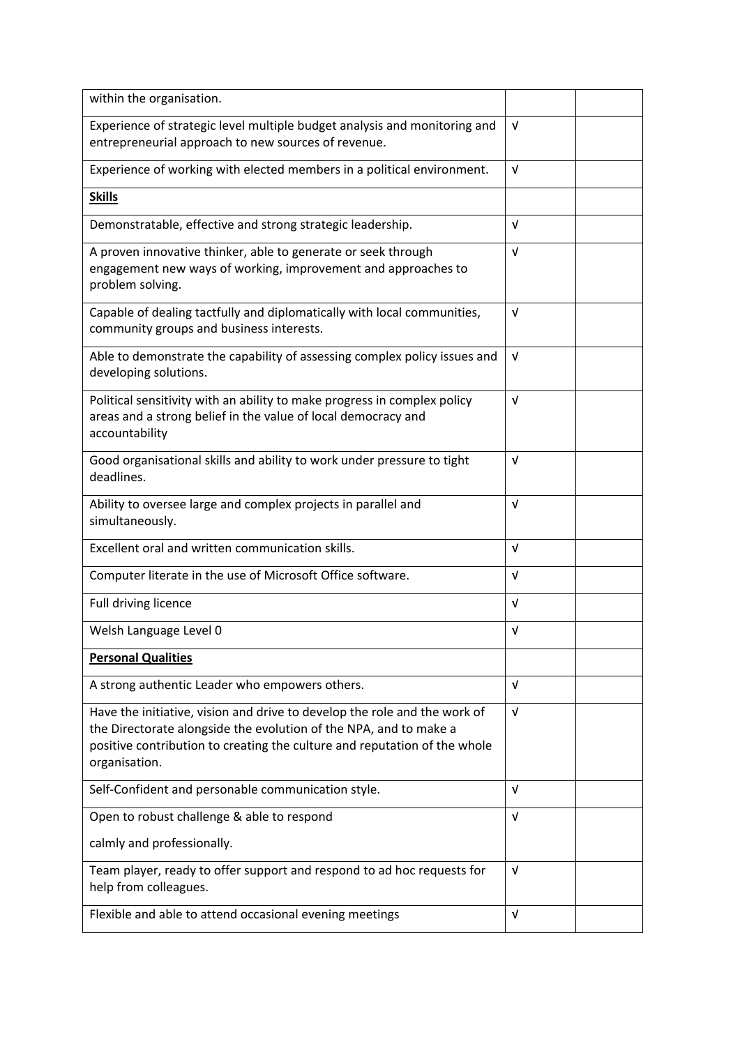| | | |
|---|---|---|
| within the organisation. | | |
| Experience of strategic level multiple budget analysis and monitoring and entrepreneurial approach to new sources of revenue. | √ | |
| Experience of working with elected members in a political environment. | √ | |
| **Skills** | | |
| Demonstratable, effective and strong strategic leadership. | √ | |
| A proven innovative thinker, able to generate or seek through engagement new ways of working, improvement and approaches to problem solving. | √ | |
| Capable of dealing tactfully and diplomatically with local communities, community groups and business interests. | √ | |
| Able to demonstrate the capability of assessing complex policy issues and developing solutions. | √ | |
| Political sensitivity with an ability to make progress in complex policy areas and a strong belief in the value of local democracy and accountability | √ | |
| Good organisational skills and ability to work under pressure to tight deadlines. | √ | |
| Ability to oversee large and complex projects in parallel and simultaneously. | √ | |
| Excellent oral and written communication skills. | √ | |
| Computer literate in the use of Microsoft Office software. | √ | |
| Full driving licence | √ | |
| Welsh Language Level 0 | √ | |
| **Personal Qualities** | | |
| A strong authentic Leader who empowers others. | √ | |
| Have the initiative, vision and drive to develop the role and the work of the Directorate alongside the evolution of the NPA, and to make a positive contribution to creating the culture and reputation of the whole organisation. | √ | |
| Self-Confident and personable communication style. | √ | |
| Open to robust challenge & able to respond calmly and professionally. | √ | |
| Team player, ready to offer support and respond to ad hoc requests for help from colleagues. | √ | |
| Flexible and able to attend occasional evening meetings | √ | |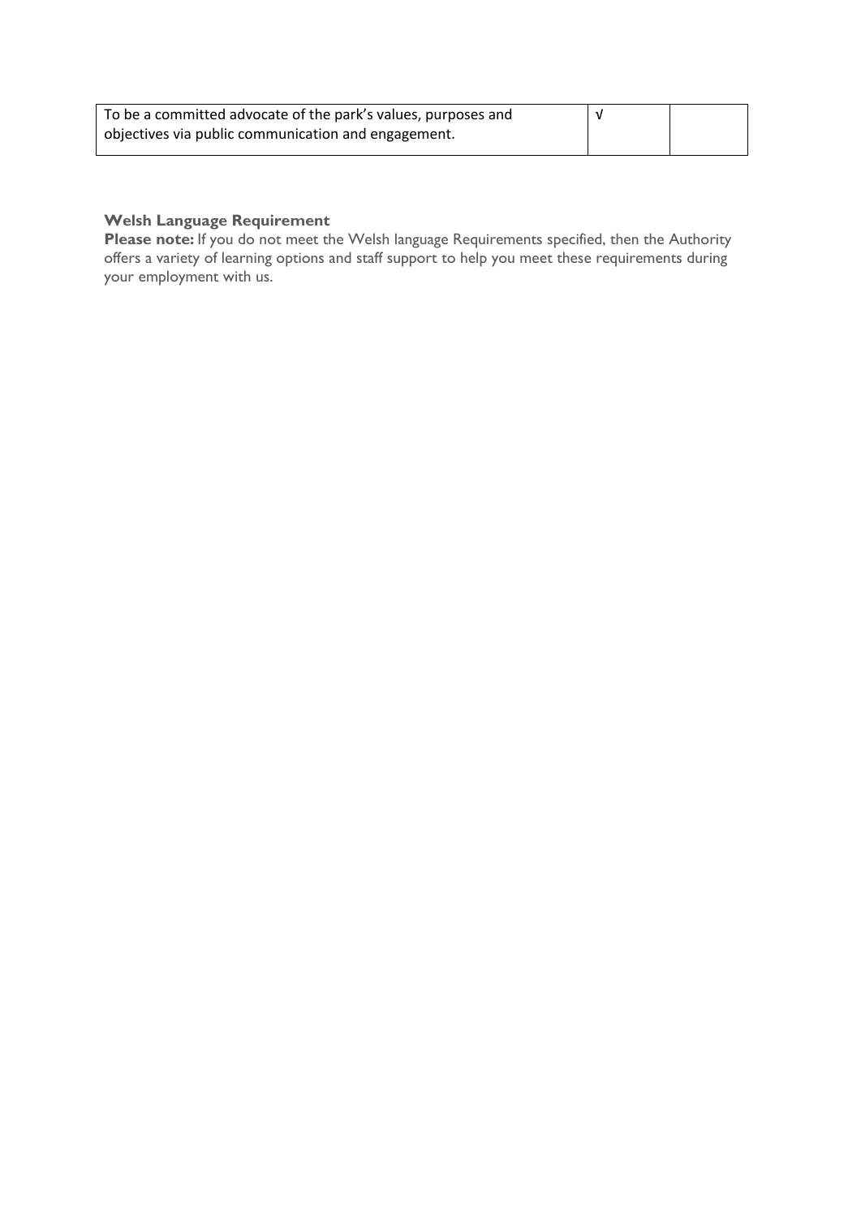| | | |
|---|---|---|
| To be a committed advocate of the park's values, purposes and objectives via public communication and engagement. | √ | |

### Welsh Language Requirement

**Please note:** If you do not meet the Welsh language Requirements specified, then the Authority offers a variety of learning options and staff support to help you meet these requirements during your employment with us.